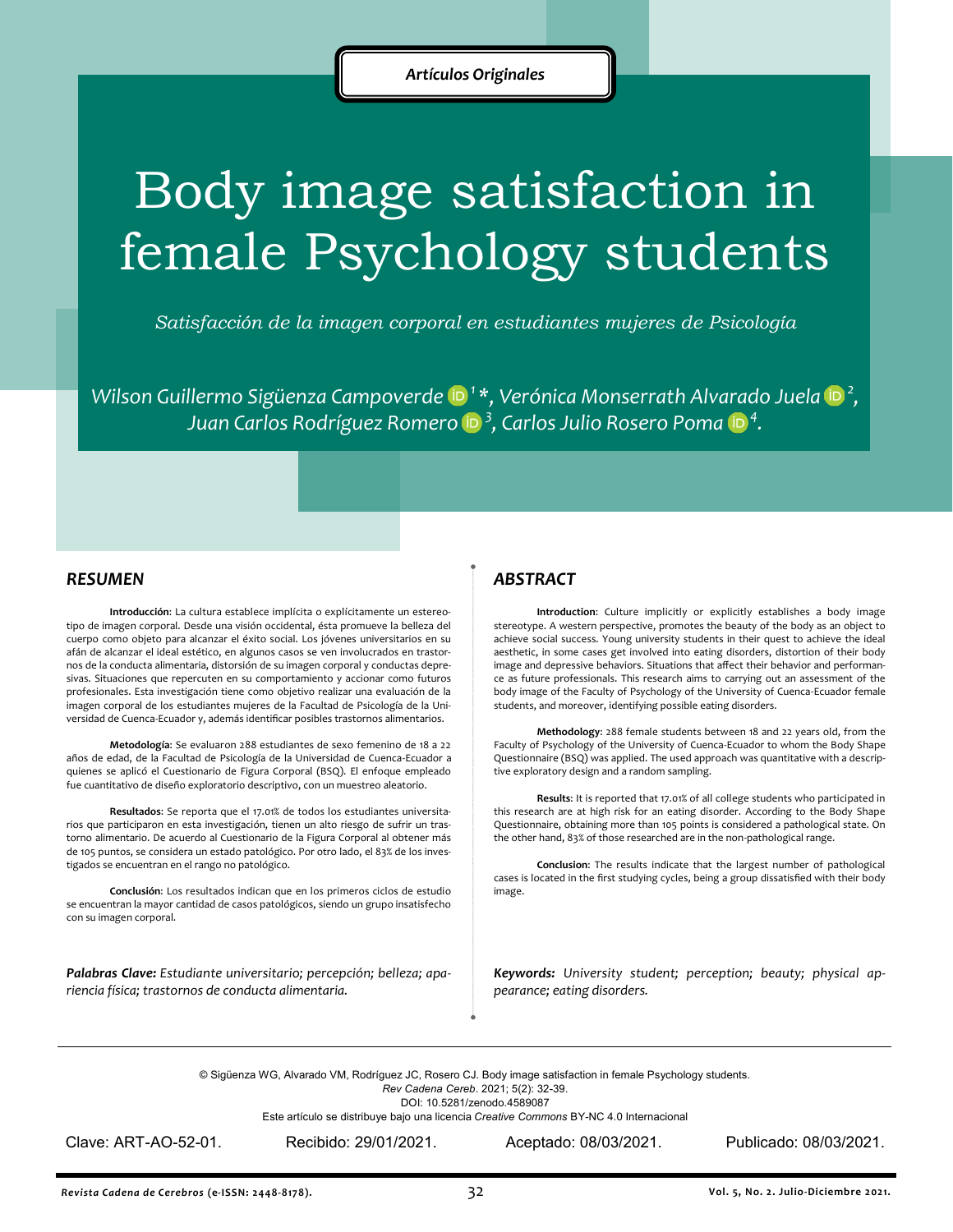*Artículos Originales*

# Body image satisfaction in female Psychology students

*Satisfacción de la imagen corporal en estudiantes mujeres de Psicología*

*Wilson Guillermo Sigüenza Campoverde [1]\*, Verónica Monserrath Alvarado Juela [2], Juan Carlos Rodríguez Romero [3], Carlos Julio Rosero Poma [4].*

## *RESUMEN*

**Introducción**: La cultura establece implícita o explícitamente un estereotipo de imagen corporal. Desde una visión occidental, ésta promueve la belleza del cuerpo como objeto para alcanzar el éxito social. Los jóvenes universitarios en su afán de alcanzar el ideal estético, en algunos casos se ven involucrados en trastornos de la conducta alimentaria, distorsión de su imagen corporal y conductas depresivas. Situaciones que repercuten en su comportamiento y accionar como futuros profesionales. Esta investigación tiene como objetivo realizar una evaluación de la imagen corporal de los estudiantes mujeres de la Facultad de Psicología de la Universidad de Cuenca-Ecuador y, además identificar posibles trastornos alimentarios.

**Metodología**: Se evaluaron 288 estudiantes de sexo femenino de 18 a 22 años de edad, de la Facultad de Psicología de la Universidad de Cuenca-Ecuador a quienes se aplicó el Cuestionario de Figura Corporal (BSQ). El enfoque empleado fue cuantitativo de diseño exploratorio descriptivo, con un muestreo aleatorio.

**Resultados**: Se reporta que el 17.01% de todos los estudiantes universitarios que participaron en esta investigación, tienen un alto riesgo de sufrir un trastorno alimentario. De acuerdo al Cuestionario de la Figura Corporal al obtener más de 105 puntos, se considera un estado patológico. Por otro lado, el 83% de los investigados se encuentran en el rango no patológico.

**Conclusión**: Los resultados indican que en los primeros ciclos de estudio se encuentran la mayor cantidad de casos patológicos, siendo un grupo insatisfecho con su imagen corporal.

***Palabras Clave:** Estudiante universitario; percepción; belleza; apariencia física; trastornos de conducta alimentaria.*

## *ABSTRACT*

**Introduction**: Culture implicitly or explicitly establishes a body image stereotype. A western perspective, promotes the beauty of the body as an object to achieve social success. Young university students in their quest to achieve the ideal aesthetic, in some cases get involved into eating disorders, distortion of their body image and depressive behaviors. Situations that affect their behavior and performance as future professionals. This research aims to carrying out an assessment of the body image of the Faculty of Psychology of the University of Cuenca-Ecuador female students, and moreover, identifying possible eating disorders.

**Methodology**: 288 female students between 18 and 22 years old, from the Faculty of Psychology of the University of Cuenca-Ecuador to whom the Body Shape Questionnaire (BSQ) was applied. The used approach was quantitative with a descriptive exploratory design and a random sampling.

**Results**: It is reported that 17.01% of all college students who participated in this research are at high risk for an eating disorder. According to the Body Shape Questionnaire, obtaining more than 105 points is considered a pathological state. On the other hand, 83% of those researched are in the non-pathological range.

**Conclusion**: The results indicate that the largest number of pathological cases is located in the first studying cycles, being a group dissatisfied with their body image.

***Keywords:** University student; perception; beauty; physical appearance; eating disorders.*

---

© Sigüenza WG, Alvarado VM, Rodríguez JC, Rosero CJ. Body image satisfaction in female Psychology students. *Rev Cadena Cereb*. 2021; 5(2): 32-39.
DOI: 10.5281/zenodo.4589087
Este artículo se distribuye bajo una licencia *Creative Commons* BY-NC 4.0 Internacional

Clave: ART-AO-52-01. Recibido: 29/01/2021. Aceptado: 08/03/2021. Publicado: 08/03/2021.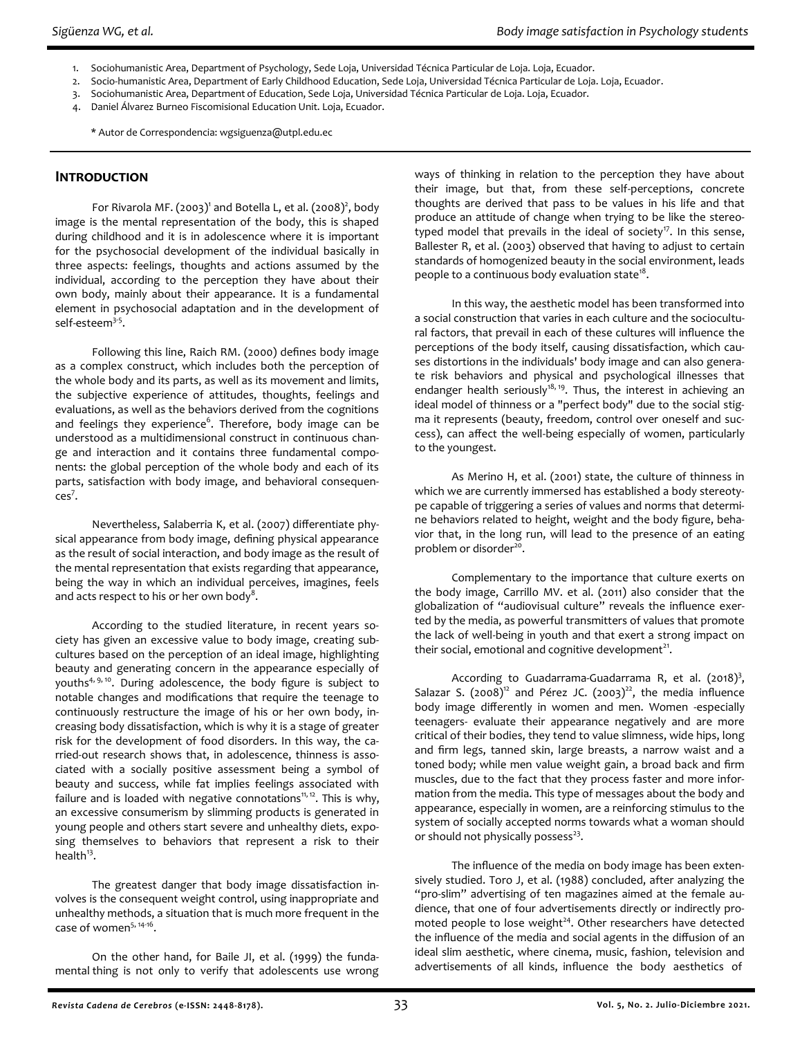1. Sociohumanistic Area, Department of Psychology, Sede Loja, Universidad Técnica Particular de Loja. Loja, Ecuador.
2. Socio-humanistic Area, Department of Early Childhood Education, Sede Loja, Universidad Técnica Particular de Loja. Loja, Ecuador.
3. Sociohumanistic Area, Department of Education, Sede Loja, Universidad Técnica Particular de Loja. Loja, Ecuador.
4. Daniel Álvarez Burneo Fiscomisional Education Unit. Loja, Ecuador.

\* Autor de Correspondencia: wgsiguenza@utpl.edu.ec

## INTRODUCTION

For Rivarola MF. (2003)[1] and Botella L, et al. (2008)[2], body image is the mental representation of the body, this is shaped during childhood and it is in adolescence where it is important for the psychosocial development of the individual basically in three aspects: feelings, thoughts and actions assumed by the individual, according to the perception they have about their own body, mainly about their appearance. It is a fundamental element in psychosocial adaptation and in the development of self-esteem[3-5].

Following this line, Raich RM. (2000) defines body image as a complex construct, which includes both the perception of the whole body and its parts, as well as its movement and limits, the subjective experience of attitudes, thoughts, feelings and evaluations, as well as the behaviors derived from the cognitions and feelings they experience[6]. Therefore, body image can be understood as a multidimensional construct in continuous change and interaction and it contains three fundamental components: the global perception of the whole body and each of its parts, satisfaction with body image, and behavioral consequences[7].

Nevertheless, Salaberria K, et al. (2007) differentiate physical appearance from body image, defining physical appearance as the result of social interaction, and body image as the result of the mental representation that exists regarding that appearance, being the way in which an individual perceives, imagines, feels and acts respect to his or her own body[8].

According to the studied literature, in recent years society has given an excessive value to body image, creating subcultures based on the perception of an ideal image, highlighting beauty and generating concern in the appearance especially of youths[4, 9, 10]. During adolescence, the body figure is subject to notable changes and modifications that require the teenage to continuously restructure the image of his or her own body, increasing body dissatisfaction, which is why it is a stage of greater risk for the development of food disorders. In this way, the carried-out research shows that, in adolescence, thinness is associated with a socially positive assessment being a symbol of beauty and success, while fat implies feelings associated with failure and is loaded with negative connotations[11, 12]. This is why, an excessive consumerism by slimming products is generated in young people and others start severe and unhealthy diets, exposing themselves to behaviors that represent a risk to their health[13].

The greatest danger that body image dissatisfaction involves is the consequent weight control, using inappropriate and unhealthy methods, a situation that is much more frequent in the case of women[5, 14-16].

On the other hand, for Baile JI, et al. (1999) the fundamental thing is not only to verify that adolescents use wrong ways of thinking in relation to the perception they have about their image, but that, from these self-perceptions, concrete thoughts are derived that pass to be values in his life and that produce an attitude of change when trying to be like the stereotyped model that prevails in the ideal of society[17]. In this sense, Ballester R, et al. (2003) observed that having to adjust to certain standards of homogenized beauty in the social environment, leads people to a continuous body evaluation state[18].

In this way, the aesthetic model has been transformed into a social construction that varies in each culture and the sociocultural factors, that prevail in each of these cultures will influence the perceptions of the body itself, causing dissatisfaction, which causes distortions in the individuals' body image and can also generate risk behaviors and physical and psychological illnesses that endanger health seriously[18, 19]. Thus, the interest in achieving an ideal model of thinness or a "perfect body" due to the social stigma it represents (beauty, freedom, control over oneself and success), can affect the well-being especially of women, particularly to the youngest.

As Merino H, et al. (2001) state, the culture of thinness in which we are currently immersed has established a body stereotype capable of triggering a series of values and norms that determine behaviors related to height, weight and the body figure, behavior that, in the long run, will lead to the presence of an eating problem or disorder[20].

Complementary to the importance that culture exerts on the body image, Carrillo MV. et al. (2011) also consider that the globalization of "audiovisual culture" reveals the influence exerted by the media, as powerful transmitters of values that promote the lack of well-being in youth and that exert a strong impact on their social, emotional and cognitive development[21].

According to Guadarrama-Guadarrama R, et al. (2018)[3], Salazar S. (2008)[12] and Pérez JC. (2003)[22], the media influence body image differently in women and men. Women -especially teenagers- evaluate their appearance negatively and are more critical of their bodies, they tend to value slimness, wide hips, long and firm legs, tanned skin, large breasts, a narrow waist and a toned body; while men value weight gain, a broad back and firm muscles, due to the fact that they process faster and more information from the media. This type of messages about the body and appearance, especially in women, are a reinforcing stimulus to the system of socially accepted norms towards what a woman should or should not physically possess[23].

The influence of the media on body image has been extensively studied. Toro J, et al. (1988) concluded, after analyzing the "pro-slim" advertising of ten magazines aimed at the female audience, that one of four advertisements directly or indirectly promoted people to lose weight[24]. Other researchers have detected the influence of the media and social agents in the diffusion of an ideal slim aesthetic, where cinema, music, fashion, television and advertisements of all kinds, influence the body aesthetics of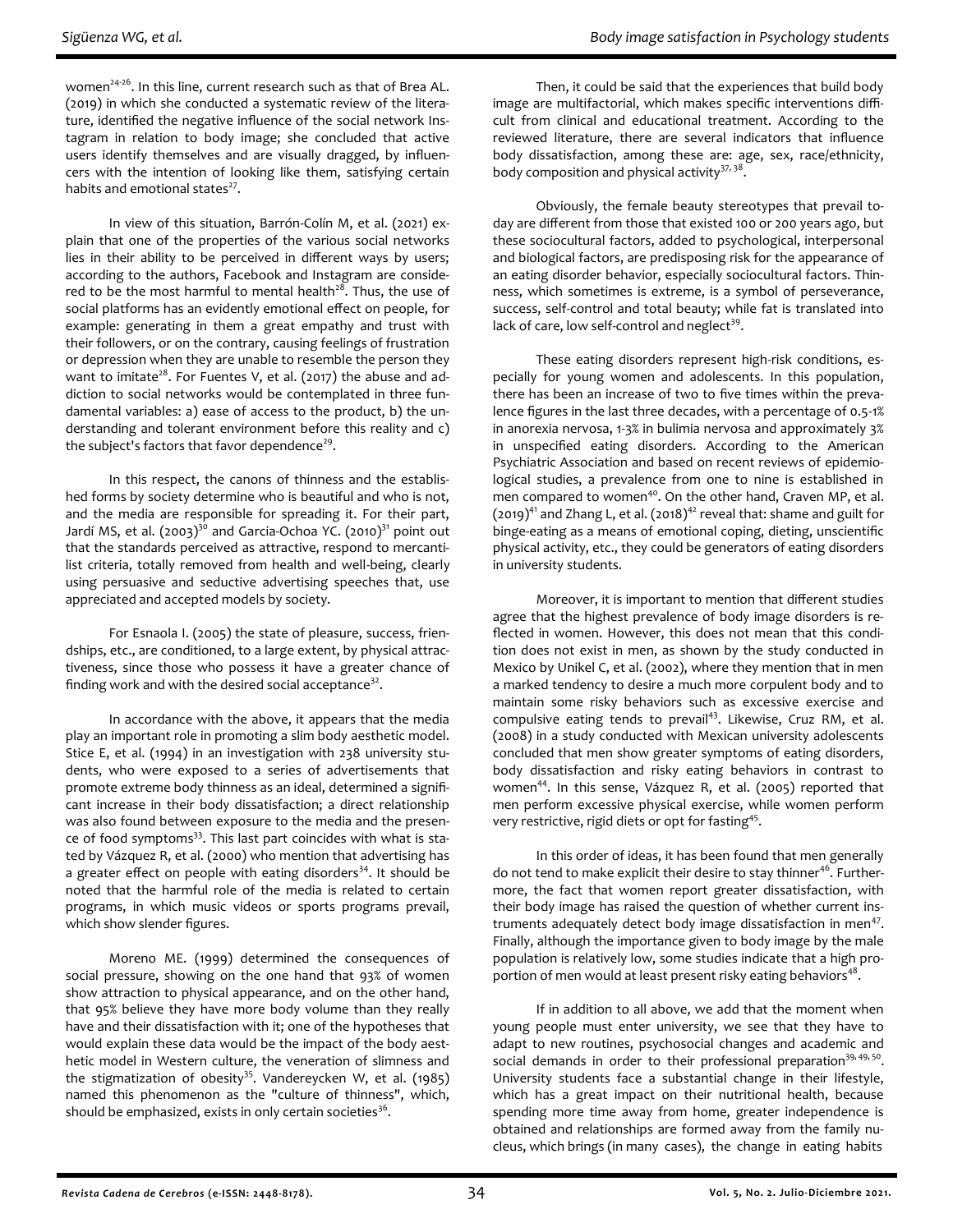women[24-26]. In this line, current research such as that of Brea AL. (2019) in which she conducted a systematic review of the literature, identified the negative influence of the social network Instagram in relation to body image; she concluded that active users identify themselves and are visually dragged, by influencers with the intention of looking like them, satisfying certain habits and emotional states[27].

In view of this situation, Barrón-Colín M, et al. (2021) explain that one of the properties of the various social networks lies in their ability to be perceived in different ways by users; according to the authors, Facebook and Instagram are considered to be the most harmful to mental health[28]. Thus, the use of social platforms has an evidently emotional effect on people, for example: generating in them a great empathy and trust with their followers, or on the contrary, causing feelings of frustration or depression when they are unable to resemble the person they want to imitate[28]. For Fuentes V, et al. (2017) the abuse and addiction to social networks would be contemplated in three fundamental variables: a) ease of access to the product, b) the understanding and tolerant environment before this reality and c) the subject's factors that favor dependence[29].

In this respect, the canons of thinness and the established forms by society determine who is beautiful and who is not, and the media are responsible for spreading it. For their part, Jardí MS, et al. (2003)[30] and Garcia-Ochoa YC. (2010)[31] point out that the standards perceived as attractive, respond to mercantilist criteria, totally removed from health and well-being, clearly using persuasive and seductive advertising speeches that, use appreciated and accepted models by society.

For Esnaola I. (2005) the state of pleasure, success, friendships, etc., are conditioned, to a large extent, by physical attractiveness, since those who possess it have a greater chance of finding work and with the desired social acceptance[32].

In accordance with the above, it appears that the media play an important role in promoting a slim body aesthetic model. Stice E, et al. (1994) in an investigation with 238 university students, who were exposed to a series of advertisements that promote extreme body thinness as an ideal, determined a significant increase in their body dissatisfaction; a direct relationship was also found between exposure to the media and the presence of food symptoms[33]. This last part coincides with what is stated by Vázquez R, et al. (2000) who mention that advertising has a greater effect on people with eating disorders[34]. It should be noted that the harmful role of the media is related to certain programs, in which music videos or sports programs prevail, which show slender figures.

Moreno ME. (1999) determined the consequences of social pressure, showing on the one hand that 93% of women show attraction to physical appearance, and on the other hand, that 95% believe they have more body volume than they really have and their dissatisfaction with it; one of the hypotheses that would explain these data would be the impact of the body aesthetic model in Western culture, the veneration of slimness and the stigmatization of obesity[35]. Vandereycken W, et al. (1985) named this phenomenon as the "culture of thinness", which, should be emphasized, exists in only certain societies[36].

Then, it could be said that the experiences that build body image are multifactorial, which makes specific interventions difficult from clinical and educational treatment. According to the reviewed literature, there are several indicators that influence body dissatisfaction, among these are: age, sex, race/ethnicity, body composition and physical activity[37, 38].

Obviously, the female beauty stereotypes that prevail today are different from those that existed 100 or 200 years ago, but these sociocultural factors, added to psychological, interpersonal and biological factors, are predisposing risk for the appearance of an eating disorder behavior, especially sociocultural factors. Thinness, which sometimes is extreme, is a symbol of perseverance, success, self-control and total beauty; while fat is translated into lack of care, low self-control and neglect[39].

These eating disorders represent high-risk conditions, especially for young women and adolescents. In this population, there has been an increase of two to five times within the prevalence figures in the last three decades, with a percentage of 0.5-1% in anorexia nervosa, 1-3% in bulimia nervosa and approximately 3% in unspecified eating disorders. According to the American Psychiatric Association and based on recent reviews of epidemiological studies, a prevalence from one to nine is established in men compared to women[40]. On the other hand, Craven MP, et al. (2019)[41] and Zhang L, et al. (2018)[42] reveal that: shame and guilt for binge-eating as a means of emotional coping, dieting, unscientific physical activity, etc., they could be generators of eating disorders in university students.

Moreover, it is important to mention that different studies agree that the highest prevalence of body image disorders is reflected in women. However, this does not mean that this condition does not exist in men, as shown by the study conducted in Mexico by Unikel C, et al. (2002), where they mention that in men a marked tendency to desire a much more corpulent body and to maintain some risky behaviors such as excessive exercise and compulsive eating tends to prevail[43]. Likewise, Cruz RM, et al. (2008) in a study conducted with Mexican university adolescents concluded that men show greater symptoms of eating disorders, body dissatisfaction and risky eating behaviors in contrast to women[44]. In this sense, Vázquez R, et al. (2005) reported that men perform excessive physical exercise, while women perform very restrictive, rigid diets or opt for fasting[45].

In this order of ideas, it has been found that men generally do not tend to make explicit their desire to stay thinner[46]. Furthermore, the fact that women report greater dissatisfaction, with their body image has raised the question of whether current instruments adequately detect body image dissatisfaction in men[47]. Finally, although the importance given to body image by the male population is relatively low, some studies indicate that a high proportion of men would at least present risky eating behaviors[48].

If in addition to all above, we add that the moment when young people must enter university, we see that they have to adapt to new routines, psychosocial changes and academic and social demands in order to their professional preparation[39, 49, 50]. University students face a substantial change in their lifestyle, which has a great impact on their nutritional health, because spending more time away from home, greater independence is obtained and relationships are formed away from the family nucleus, which brings (in many cases), the change in eating habits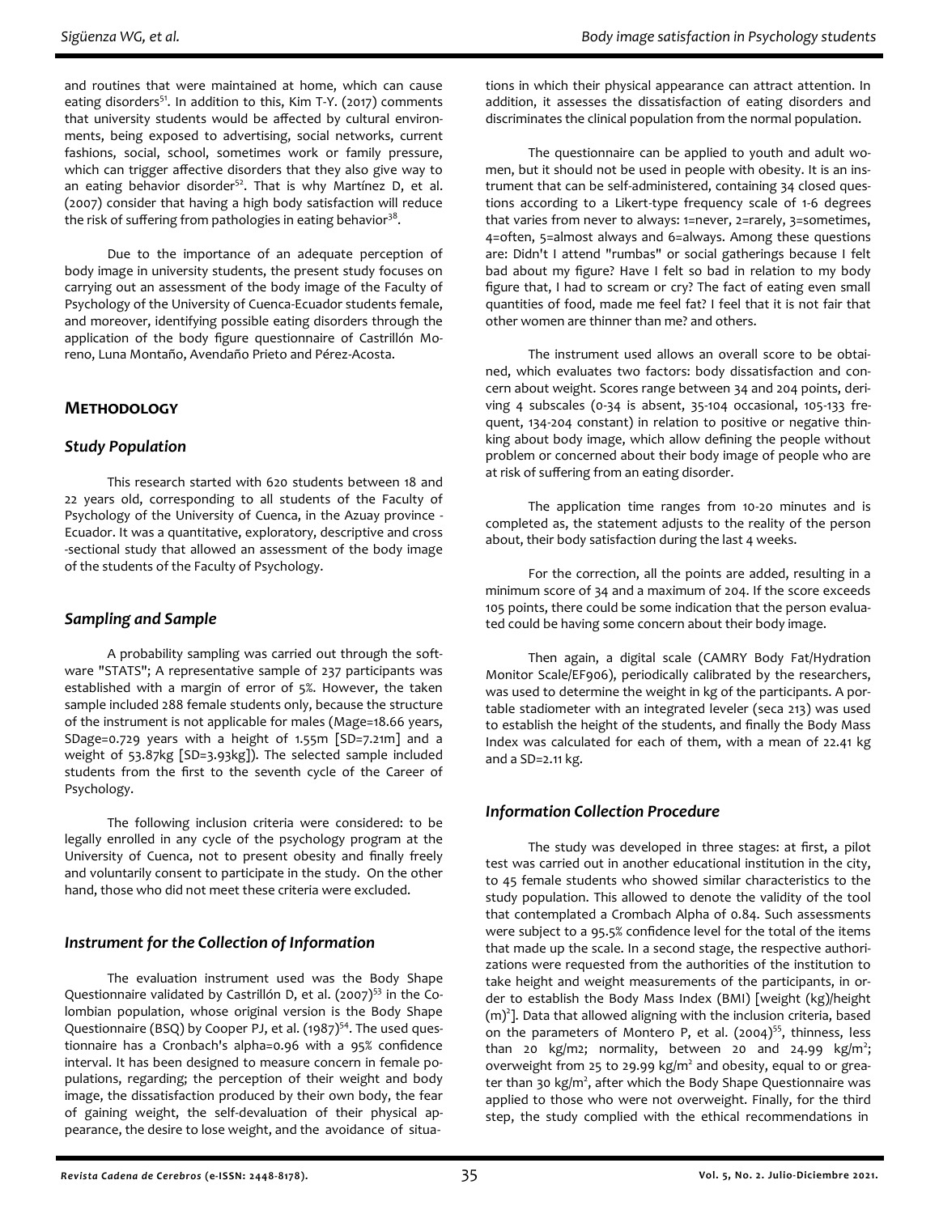and routines that were maintained at home, which can cause eating disorders[51]. In addition to this, Kim T-Y. (2017) comments that university students would be affected by cultural environments, being exposed to advertising, social networks, current fashions, social, school, sometimes work or family pressure, which can trigger affective disorders that they also give way to an eating behavior disorder[52]. That is why Martínez D, et al. (2007) consider that having a high body satisfaction will reduce the risk of suffering from pathologies in eating behavior[38].

Due to the importance of an adequate perception of body image in university students, the present study focuses on carrying out an assessment of the body image of the Faculty of Psychology of the University of Cuenca-Ecuador students female, and moreover, identifying possible eating disorders through the application of the body figure questionnaire of Castrillón Moreno, Luna Montaño, Avendaño Prieto and Pérez-Acosta.

## METHODOLOGY

### *Study Population*

This research started with 620 students between 18 and 22 years old, corresponding to all students of the Faculty of Psychology of the University of Cuenca, in the Azuay province - Ecuador. It was a quantitative, exploratory, descriptive and cross -sectional study that allowed an assessment of the body image of the students of the Faculty of Psychology.

### *Sampling and Sample*

A probability sampling was carried out through the software "STATS"; A representative sample of 237 participants was established with a margin of error of 5%. However, the taken sample included 288 female students only, because the structure of the instrument is not applicable for males (Mage=18.66 years, SDage=0.729 years with a height of 1.55m [SD=7.21m] and a weight of 53.87kg [SD=3.93kg]). The selected sample included students from the first to the seventh cycle of the Career of Psychology.

The following inclusion criteria were considered: to be legally enrolled in any cycle of the psychology program at the University of Cuenca, not to present obesity and finally freely and voluntarily consent to participate in the study. On the other hand, those who did not meet these criteria were excluded.

### *Instrument for the Collection of Information*

The evaluation instrument used was the Body Shape Questionnaire validated by Castrillón D, et al. (2007)[53] in the Colombian population, whose original version is the Body Shape Questionnaire (BSQ) by Cooper PJ, et al. (1987)[54]. The used questionnaire has a Cronbach's alpha=0.96 with a 95% confidence interval. It has been designed to measure concern in female populations, regarding; the perception of their weight and body image, the dissatisfaction produced by their own body, the fear of gaining weight, the self-devaluation of their physical appearance, the desire to lose weight, and the avoidance of situations in which their physical appearance can attract attention. In addition, it assesses the dissatisfaction of eating disorders and discriminates the clinical population from the normal population.

The questionnaire can be applied to youth and adult women, but it should not be used in people with obesity. It is an instrument that can be self-administered, containing 34 closed questions according to a Likert-type frequency scale of 1-6 degrees that varies from never to always: 1=never, 2=rarely, 3=sometimes, 4=often, 5=almost always and 6=always. Among these questions are: Didn't I attend "rumbas" or social gatherings because I felt bad about my figure? Have I felt so bad in relation to my body figure that, I had to scream or cry? The fact of eating even small quantities of food, made me feel fat? I feel that it is not fair that other women are thinner than me? and others.

The instrument used allows an overall score to be obtained, which evaluates two factors: body dissatisfaction and concern about weight. Scores range between 34 and 204 points, deriving 4 subscales (0-34 is absent, 35-104 occasional, 105-133 frequent, 134-204 constant) in relation to positive or negative thinking about body image, which allow defining the people without problem or concerned about their body image of people who are at risk of suffering from an eating disorder.

The application time ranges from 10-20 minutes and is completed as, the statement adjusts to the reality of the person about, their body satisfaction during the last 4 weeks.

For the correction, all the points are added, resulting in a minimum score of 34 and a maximum of 204. If the score exceeds 105 points, there could be some indication that the person evaluated could be having some concern about their body image.

Then again, a digital scale (CAMRY Body Fat/Hydration Monitor Scale/EF906), periodically calibrated by the researchers, was used to determine the weight in kg of the participants. A portable stadiometer with an integrated leveler (seca 213) was used to establish the height of the students, and finally the Body Mass Index was calculated for each of them, with a mean of 22.41 kg and a SD=2.11 kg.

### *Information Collection Procedure*

The study was developed in three stages: at first, a pilot test was carried out in another educational institution in the city, to 45 female students who showed similar characteristics to the study population. This allowed to denote the validity of the tool that contemplated a Crombach Alpha of 0.84. Such assessments were subject to a 95.5% confidence level for the total of the items that made up the scale. In a second stage, the respective authorizations were requested from the authorities of the institution to take height and weight measurements of the participants, in order to establish the Body Mass Index (BMI) [weight (kg)/height $(m)^2$]. Data that allowed aligning with the inclusion criteria, based on the parameters of Montero P, et al. (2004)[55], thinness, less than 20 kg/m2; normality, between 20 and 24.99 kg/$m^2$; overweight from 25 to 29.99 kg/$m^2$ and obesity, equal to or greater than 30 kg/$m^2$, after which the Body Shape Questionnaire was applied to those who were not overweight. Finally, for the third step, the study complied with the ethical recommendations in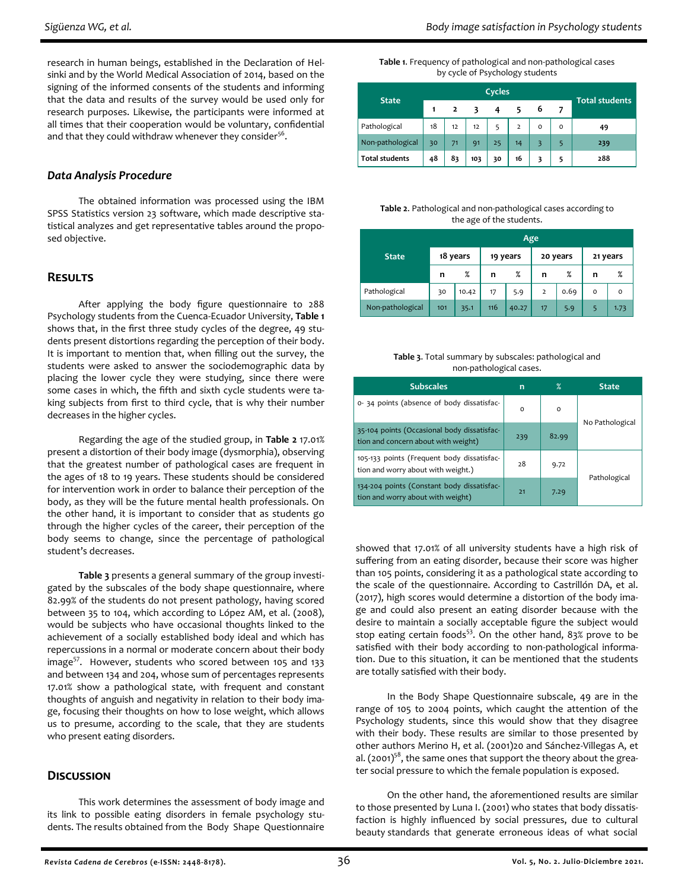research in human beings, established in the Declaration of Helsinki and by the World Medical Association of 2014, based on the signing of the informed consents of the students and informing that the data and results of the survey would be used only for research purposes. Likewise, the participants were informed at all times that their cooperation would be voluntary, confidential and that they could withdraw whenever they consider[56].

### Data Analysis Procedure

The obtained information was processed using the IBM SPSS Statistics version 23 software, which made descriptive statistical analyzes and get representative tables around the proposed objective.

## Results

After applying the body figure questionnaire to 288 Psychology students from the Cuenca-Ecuador University, **Table 1** shows that, in the first three study cycles of the degree, 49 students present distortions regarding the perception of their body. It is important to mention that, when filling out the survey, the students were asked to answer the sociodemographic data by placing the lower cycle they were studying, since there were some cases in which, the fifth and sixth cycle students were taking subjects from first to third cycle, that is why their number decreases in the higher cycles.

Regarding the age of the studied group, in **Table 2** 17.01% present a distortion of their body image (dysmorphia), observing that the greatest number of pathological cases are frequent in the ages of 18 to 19 years. These students should be considered for intervention work in order to balance their perception of the body, as they will be the future mental health professionals. On the other hand, it is important to consider that as students go through the higher cycles of the career, their perception of the body seems to change, since the percentage of pathological student's decreases.

**Table 3** presents a general summary of the group investigated by the subscales of the body shape questionnaire, where 82.99% of the students do not present pathology, having scored between 35 to 104, which according to López AM, et al. (2008), would be subjects who have occasional thoughts linked to the achievement of a socially established body ideal and which has repercussions in a normal or moderate concern about their body image[57]. However, students who scored between 105 and 133 and between 134 and 204, whose sum of percentages represents 17.01% show a pathological state, with frequent and constant thoughts of anguish and negativity in relation to their body image, focusing their thoughts on how to lose weight, which allows us to presume, according to the scale, that they are students who present eating disorders.

**Table 1**. Frequency of pathological and non-pathological cases by cycle of Psychology students

| State | Cycles | | | | | | | Total students |
|---|---|---|---|---|---|---|---|---|
| | 1 | 2 | 3 | 4 | 5 | 6 | 7 | |
| Pathological | 18 | 12 | 12 | 5 | 2 | 0 | 0 | 49 |
| Non-pathological | 30 | 71 | 91 | 25 | 14 | 3 | 5 | 239 |
| Total students | 48 | 83 | 103 | 30 | 16 | 3 | 5 | 288 |

**Table 2**. Pathological and non-pathological cases according to the age of the students.

| State | Age | | | | | | | |
|---|---|---|---|---|---|---|---|---|
| | 18 years | | 19 years | | 20 years | | 21 years | |
| | n | % | n | % | n | % | n | % |
| Pathological | 30 | 10.42 | 17 | 5.9 | 2 | 0.69 | 0 | 0 |
| Non-pathological | 101 | 35.1 | 116 | 40.27 | 17 | 5.9 | 5 | 1.73 |

**Table 3**. Total summary by subscales: pathological and non-pathological cases.

| Subscales | n | % | State |
|---|---|---|---|
| 0- 34 points (absence of body dissatisfac- | 0 | 0 | No Pathological |
| 35-104 points (Occasional body dissatisfaction and concern about with weight) | 239 | 82.99 | |
| 105-133 points (Frequent body dissatisfaction and worry about with weight.) | 28 | 9.72 | Pathological |
| 134-204 points (Constant body dissatisfaction and worry about with weight) | 21 | 7.29 | |

## Discussion

This work determines the assessment of body image and its link to possible eating disorders in female psychology students. The results obtained from the Body Shape Questionnaire showed that 17.01% of all university students have a high risk of suffering from an eating disorder, because their score was higher than 105 points, considering it as a pathological state according to the scale of the questionnaire. According to Castrillón DA, et al. (2017), high scores would determine a distortion of the body image and could also present an eating disorder because with the desire to maintain a socially acceptable figure the subject would stop eating certain foods[53]. On the other hand, 83% prove to be satisfied with their body according to non-pathological information. Due to this situation, it can be mentioned that the students are totally satisfied with their body.

In the Body Shape Questionnaire subscale, 49 are in the range of 105 to 2004 points, which caught the attention of the Psychology students, since this would show that they disagree with their body. These results are similar to those presented by other authors Merino H, et al. (2001)20 and Sánchez-Villegas A, et al. (2001)[58], the same ones that support the theory about the greater social pressure to which the female population is exposed.

On the other hand, the aforementioned results are similar to those presented by Luna I. (2001) who states that body dissatisfaction is highly influenced by social pressures, due to cultural beauty standards that generate erroneous ideas of what social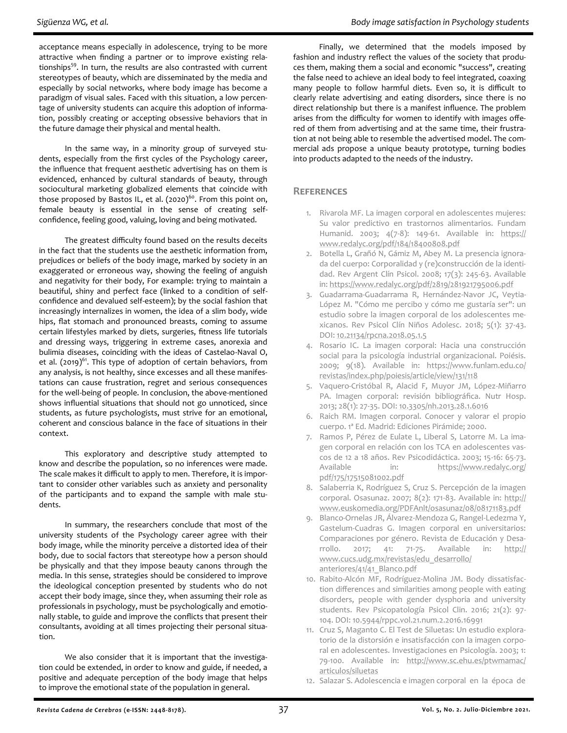acceptance means especially in adolescence, trying to be more attractive when finding a partner or to improve existing relationships[59]. In turn, the results are also contrasted with current stereotypes of beauty, which are disseminated by the media and especially by social networks, where body image has become a paradigm of visual sales. Faced with this situation, a low percentage of university students can acquire this adoption of information, possibly creating or accepting obsessive behaviors that in the future damage their physical and mental health.

In the same way, in a minority group of surveyed students, especially from the first cycles of the Psychology career, the influence that frequent aesthetic advertising has on them is evidenced, enhanced by cultural standards of beauty, through sociocultural marketing globalized elements that coincide with those proposed by Bastos IL, et al. (2020)[60]. From this point on, female beauty is essential in the sense of creating self-confidence, feeling good, valuing, loving and being motivated.

The greatest difficulty found based on the results deceits in the fact that the students use the aesthetic information from, prejudices or beliefs of the body image, marked by society in an exaggerated or erroneous way, showing the feeling of anguish and negativity for their body, For example: trying to maintain a beautiful, shiny and perfect face (linked to a condition of self-confidence and devalued self-esteem); by the social fashion that increasingly internalizes in women, the idea of a slim body, wide hips, flat stomach and pronounced breasts, coming to assume certain lifestyles marked by diets, surgeries, fitness life tutorials and dressing ways, triggering in extreme cases, anorexia and bulimia diseases, coinciding with the ideas of Castelao-Naval O, et al. (2019)[61]. This type of adoption of certain behaviors, from any analysis, is not healthy, since excesses and all these manifestations can cause frustration, regret and serious consequences for the well-being of people. In conclusion, the above-mentioned shows influential situations that should not go unnoticed, since students, as future psychologists, must strive for an emotional, coherent and conscious balance in the face of situations in their context.

This exploratory and descriptive study attempted to know and describe the population, so no inferences were made. The scale makes it difficult to apply to men. Therefore, it is important to consider other variables such as anxiety and personality of the participants and to expand the sample with male students.

In summary, the researchers conclude that most of the university students of the Psychology career agree with their body image, while the minority perceive a distorted idea of their body, due to social factors that stereotype how a person should be physically and that they impose beauty canons through the media. In this sense, strategies should be considered to improve the ideological conception presented by students who do not accept their body image, since they, when assuming their role as professionals in psychology, must be psychologically and emotionally stable, to guide and improve the conflicts that present their consultants, avoiding at all times projecting their personal situation.

We also consider that it is important that the investigation could be extended, in order to know and guide, if needed, a positive and adequate perception of the body image that helps to improve the emotional state of the population in general.

Finally, we determined that the models imposed by fashion and industry reflect the values of the society that produces them, making them a social and economic "success", creating the false need to achieve an ideal body to feel integrated, coaxing many people to follow harmful diets. Even so, it is difficult to clearly relate advertising and eating disorders, since there is no direct relationship but there is a manifest influence. The problem arises from the difficulty for women to identify with images offered of them from advertising and at the same time, their frustration at not being able to resemble the advertised model. The commercial ads propose a unique beauty prototype, turning bodies into products adapted to the needs of the industry.

## References

1. Rivarola MF. La imagen corporal en adolescentes mujeres: Su valor predictivo en trastornos alimentarios. Fundam Humanid. 2003; 4(7-8): 149-61. Available in: https://www.redalyc.org/pdf/184/18400808.pdf
2. Botella L, Grañó N, Gámiz M, Abey M. La presencia ignorada del cuerpo: Corporalidad y (re)construcción de la identidad. Rev Argent Clín Psicol. 2008; 17(3): 245-63. Available in: https://www.redalyc.org/pdf/2819/281921795006.pdf
3. Guadarrama-Guadarrama R, Hernández-Navor JC, Veytia-López M. "Cómo me percibo y cómo me gustaría ser": un estudio sobre la imagen corporal de los adolescentes mexicanos. Rev Psicol Clín Niños Adolesc. 2018; 5(1): 37-43. DOI: 10.21134/rpcna.2018.05.1.5
4. Rosario IC. La imagen corporal: Hacia una construcción social para la psicología industrial organizacional. Poiésis. 2009; 9(18). Available in: https://www.funlam.edu.co/revistas/index.php/poiesis/article/view/131/118
5. Vaquero-Cristóbal R, Alacid F, Muyor JM, López-Miñarro PA. Imagen corporal: revisión bibliográfica. Nutr Hosp. 2013; 28(1): 27-35. DOI: 10.3305/nh.2013.28.1.6016
6. Raich RM. Imagen corporal. Conocer y valorar el propio cuerpo. 1ª Ed. Madrid: Ediciones Pirámide; 2000.
7. Ramos P, Pérez de Eulate L, Liberal S, Latorre M. La imagen corporal en relación con los TCA en adolescentes vascos de 12 a 18 años. Rev Psicodidáctica. 2003; 15-16: 65-73. Available in: https://www.redalyc.org/pdf/175/17515081002.pdf
8. Salaberria K, Rodríguez S, Cruz S. Percepción de la imagen corporal. Osasunaz. 2007; 8(2): 171-83. Available in: http://www.euskomedia.org/PDFAnlt/osasunaz/08/08171183.pdf
9. Blanco-Ornelas JR, Álvarez-Mendoza G, Rangel-Ledezma Y, Gastelum-Cuadras G. Imagen corporal en universitarios: Comparaciones por género. Revista de Educación y Desarrollo. 2017; 41: 71-75. Available in: http://www.cucs.udg.mx/revistas/edu_desarrollo/anteriores/41/41_Blanco.pdf
10. Rabito-Alcón MF, Rodríguez-Molina JM. Body dissatisfaction differences and similarities among people with eating disorders, people with gender dysphoria and university students. Rev Psicopatología Psicol Clin. 2016; 21(2): 97-104. DOI: 10.5944/rppc.vol.21.num.2.2016.16991
11. Cruz S, Maganto C. El Test de Siluetas: Un estudio exploratorio de la distorsión e insatisfacción con la imagen corporal en adolescentes. Investigaciones en Psicología. 2003; 1: 79-100. Available in: http://www.sc.ehu.es/ptwmamac/articulos/siluetas
12. Salazar S. Adolescencia e imagen corporal en la época de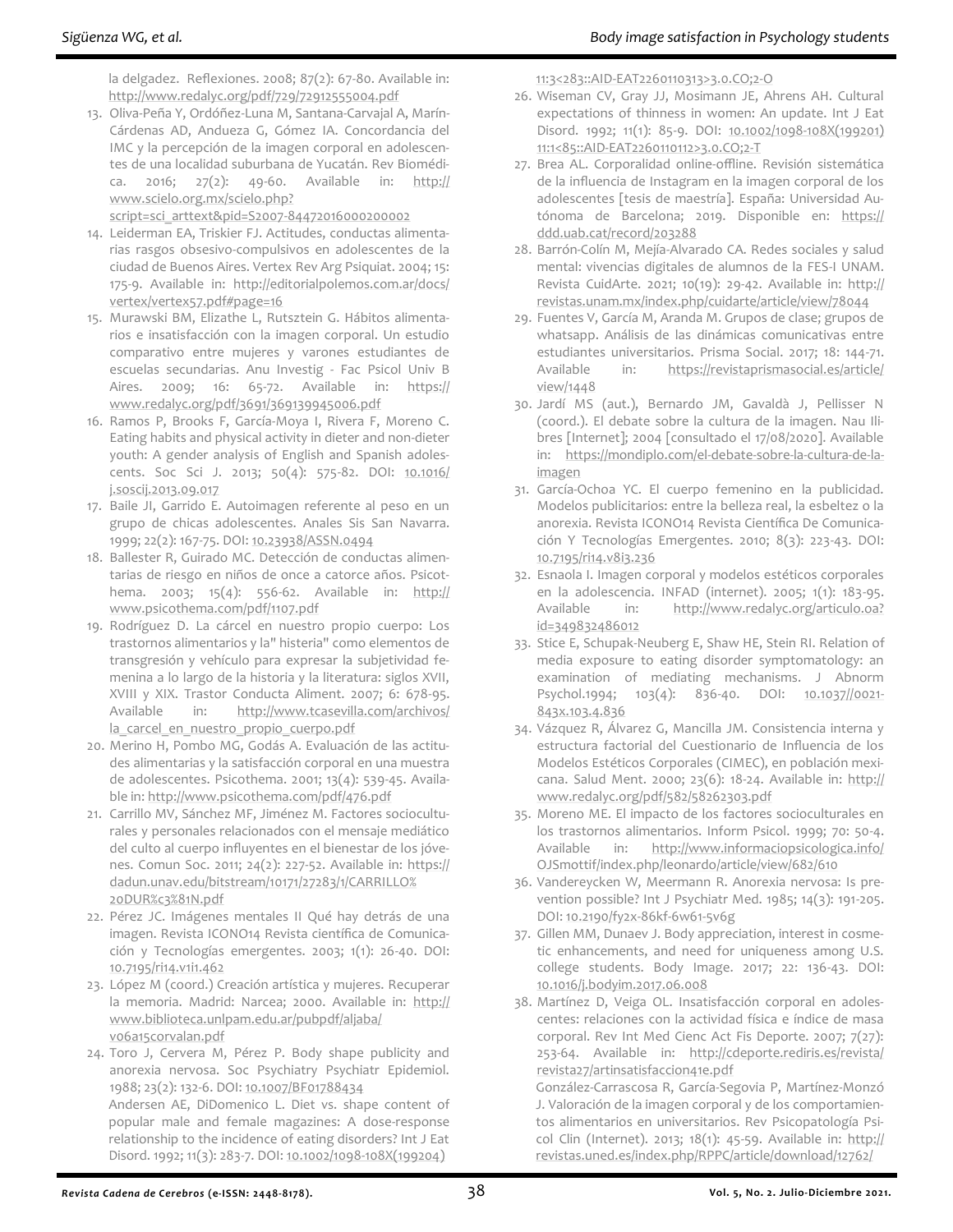la delgadez. Reflexiones. 2008; 87(2): 67-80. Available in: http://www.redalyc.org/pdf/729/72912555004.pdf

13. Oliva-Peña Y, Ordóñez-Luna M, Santana-Carvajal A, Marín-Cárdenas AD, Andueza G, Gómez IA. Concordancia del IMC y la percepción de la imagen corporal en adolescentes de una localidad suburbana de Yucatán. Rev Biomédica. 2016; 27(2): 49-60. Available in: http://www.scielo.org.mx/scielo.php?script=sci_arttext&pid=S2007-84472016000200002
14. Leiderman EA, Triskier FJ. Actitudes, conductas alimentarias rasgos obsesivo-compulsivos en adolescentes de la ciudad de Buenos Aires. Vertex Rev Arg Psiquiat. 2004; 15: 175-9. Available in: http://editorialpolemos.com.ar/docs/vertex/vertex57.pdf#page=16
15. Murawski BM, Elizathe L, Rutsztein G. Hábitos alimentarios e insatisfacción con la imagen corporal. Un estudio comparativo entre mujeres y varones estudiantes de escuelas secundarias. Anu Investig - Fac Psicol Univ B Aires. 2009; 16: 65-72. Available in: https://www.redalyc.org/pdf/3691/369139945006.pdf
16. Ramos P, Brooks F, García-Moya I, Rivera F, Moreno C. Eating habits and physical activity in dieter and non-dieter youth: A gender analysis of English and Spanish adolescents. Soc Sci J. 2013; 50(4): 575-82. DOI: 10.1016/j.soscij.2013.09.017
17. Baile JI, Garrido E. Autoimagen referente al peso en un grupo de chicas adolescentes. Anales Sis San Navarra. 1999; 22(2): 167-75. DOI: 10.23938/ASSN.0494
18. Ballester R, Guirado MC. Detección de conductas alimentarias de riesgo en niños de once a catorce años. Psicothema. 2003; 15(4): 556-62. Available in: http://www.psicothema.com/pdf/1107.pdf
19. Rodríguez D. La cárcel en nuestro propio cuerpo: Los trastornos alimentarios y la" histeria" como elementos de transgresión y vehículo para expresar la subjetividad femenina a lo largo de la historia y la literatura: siglos XVII, XVIII y XIX. Trastor Conducta Aliment. 2007; 6: 678-95. Available in: http://www.tcasevilla.com/archivos/la_carcel_en_nuestro_propio_cuerpo.pdf
20. Merino H, Pombo MG, Godás A. Evaluación de las actitudes alimentarias y la satisfacción corporal en una muestra de adolescentes. Psicothema. 2001; 13(4): 539-45. Available in: http://www.psicothema.com/pdf/476.pdf
21. Carrillo MV, Sánchez MF, Jiménez M. Factores socioculturales y personales relacionados con el mensaje mediático del culto al cuerpo influyentes en el bienestar de los jóvenes. Comun Soc. 2011; 24(2): 227-52. Available in: https://dadun.unav.edu/bitstream/10171/27283/1/CARRILLO%20DUR%c3%81N.pdf
22. Pérez JC. Imágenes mentales II Qué hay detrás de una imagen. Revista ICONO14 Revista científica de Comunicación y Tecnologías emergentes. 2003; 1(1): 26-40. DOI: 10.7195/ri14.v1i1.462
23. López M (coord.) Creación artística y mujeres. Recuperar la memoria. Madrid: Narcea; 2000. Available in: http://www.biblioteca.unlpam.edu.ar/pubpdf/aljaba/v06a15corvalan.pdf
24. Toro J, Cervera M, Pérez P. Body shape publicity and anorexia nervosa. Soc Psychiatry Psychiatr Epidemiol. 1988; 23(2): 132-6. DOI: 10.1007/BF01788434
    Andersen AE, DiDomenico L. Diet vs. shape content of popular male and female magazines: A dose-response relationship to the incidence of eating disorders? Int J Eat Disord. 1992; 11(3): 283-7. DOI: 10.1002/1098-108X(199204)11:3<283::AID-EAT2260110313>3.0.CO;2-O
26. Wiseman CV, Gray JJ, Mosimann JE, Ahrens AH. Cultural expectations of thinness in women: An update. Int J Eat Disord. 1992; 11(1): 85-9. DOI: 10.1002/1098-108X(199201)11:1<85::AID-EAT2260110112>3.0.CO;2-T
27. Brea AL. Corporalidad online-offline. Revisión sistemática de la influencia de Instagram en la imagen corporal de los adolescentes [tesis de maestría]. España: Universidad Autónoma de Barcelona; 2019. Disponible en: https://ddd.uab.cat/record/203288
28. Barrón-Colín M, Mejía-Alvarado CA. Redes sociales y salud mental: vivencias digitales de alumnos de la FES-I UNAM. Revista CuidArte. 2021; 10(19): 29-42. Available in: http://revistas.unam.mx/index.php/cuidarte/article/view/78044
29. Fuentes V, García M, Aranda M. Grupos de clase; grupos de whatsapp. Análisis de las dinámicas comunicativas entre estudiantes universitarios. Prisma Social. 2017; 18: 144-71. Available in: https://revistaprismasocial.es/article/view/1448
30. Jardí MS (aut.), Bernardo JM, Gavaldà J, Pellisser N (coord.). El debate sobre la cultura de la imagen. Nau llibres [Internet]; 2004 [consultado el 17/08/2020]. Available in: https://mondiplo.com/el-debate-sobre-la-cultura-de-la-imagen
31. García-Ochoa YC. El cuerpo femenino en la publicidad. Modelos publicitarios: entre la belleza real, la esbeltez o la anorexia. Revista ICONO14 Revista Científica De Comunicación Y Tecnologías Emergentes. 2010; 8(3): 223-43. DOI: 10.7195/ri14.v8i3.236
32. Esnaola I. Imagen corporal y modelos estéticos corporales en la adolescencia. INFAD (internet). 2005; 1(1): 183-95. Available in: http://www.redalyc.org/articulo.oa?id=349832486012
33. Stice E, Schupak-Neuberg E, Shaw HE, Stein RI. Relation of media exposure to eating disorder symptomatology: an examination of mediating mechanisms. J Abnorm Psychol.1994; 103(4): 836-40. DOI: 10.1037//0021-843x.103.4.836
34. Vázquez R, Álvarez G, Mancilla JM. Consistencia interna y estructura factorial del Cuestionario de Influencia de los Modelos Estéticos Corporales (CIMEC), en población mexicana. Salud Ment. 2000; 23(6): 18-24. Available in: http://www.redalyc.org/pdf/582/58262303.pdf
35. Moreno ME. El impacto de los factores socioculturales en los trastornos alimentarios. Inform Psicol. 1999; 70: 50-4. Available in: http://www.informaciopsicologica.info/OJSmottif/index.php/leonardo/article/view/682/610
36. Vandereycken W, Meermann R. Anorexia nervosa: Is prevention possible? Int J Psychiatr Med. 1985; 14(3): 191-205. DOI: 10.2190/fy2x-86kf-6w61-5v6g
37. Gillen MM, Dunaev J. Body appreciation, interest in cosmetic enhancements, and need for uniqueness among U.S. college students. Body Image. 2017; 22: 136-43. DOI: 10.1016/j.bodyim.2017.06.008
38. Martínez D, Veiga OL. Insatisfacción corporal en adolescentes: relaciones con la actividad física e índice de masa corporal. Rev Int Med Cienc Act Fis Deporte. 2007; 7(27): 253-64. Available in: http://cdeporte.rediris.es/revista/revista27/artinsatisfaccion41e.pdf
    González-Carrascosa R, García-Segovia P, Martínez-Monzó J. Valoración de la imagen corporal y de los comportamientos alimentarios en universitarios. Rev Psicopatología Psicol Clin (Internet). 2013; 18(1): 45-59. Available in: http://revistas.uned.es/index.php/RPPC/article/download/12762/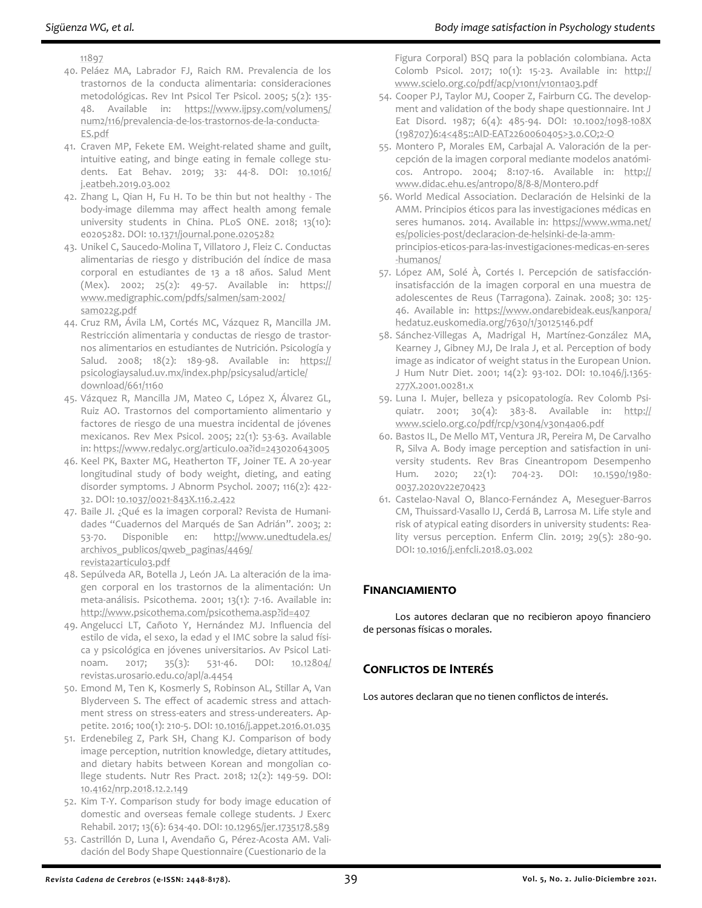11897

40. Peláez MA, Labrador FJ, Raich RM. Prevalencia de los trastornos de la conducta alimentaria: consideraciones metodológicas. Rev Int Psicol Ter Psicol. 2005; 5(2): 135-48. Available in: https://www.ijpsy.com/volumen5/num2/116/prevalencia-de-los-trastornos-de-la-conducta-ES.pdf
41. Craven MP, Fekete EM. Weight-related shame and guilt, intuitive eating, and binge eating in female college students. Eat Behav. 2019; 33: 44-8. DOI: 10.1016/j.eatbeh.2019.03.002
42. Zhang L, Qian H, Fu H. To be thin but not healthy - The body-image dilemma may affect health among female university students in China. PLoS ONE. 2018; 13(10): e0205282. DOI: 10.1371/journal.pone.0205282
43. Unikel C, Saucedo-Molina T, Villatoro J, Fleiz C. Conductas alimentarias de riesgo y distribución del índice de masa corporal en estudiantes de 13 a 18 años. Salud Ment (Mex). 2002; 25(2): 49-57. Available in: https://www.medigraphic.com/pdfs/salmen/sam-2002/sam022g.pdf
44. Cruz RM, Ávila LM, Cortés MC, Vázquez R, Mancilla JM. Restricción alimentaria y conductas de riesgo de trastornos alimentarios en estudiantes de Nutrición. Psicología y Salud. 2008; 18(2): 189-98. Available in: https://psicologiaysalud.uv.mx/index.php/psicysalud/article/download/661/1160
45. Vázquez R, Mancilla JM, Mateo C, López X, Álvarez GL, Ruiz AO. Trastornos del comportamiento alimentario y factores de riesgo de una muestra incidental de jóvenes mexicanos. Rev Mex Psicol. 2005; 22(1): 53-63. Available in: https://www.redalyc.org/articulo.oa?id=243020643005
46. Keel PK, Baxter MG, Heatherton TF, Joiner TE. A 20-year longitudinal study of body weight, dieting, and eating disorder symptoms. J Abnorm Psychol. 2007; 116(2): 422-32. DOI: 10.1037/0021-843X.116.2.422
47. Baile JI. ¿Qué es la imagen corporal? Revista de Humanidades "Cuadernos del Marqués de San Adrián". 2003; 2: 53-70. Disponible en: http://www.unedtudela.es/archivos_publicos/qweb_paginas/4469/revista2articulo3.pdf
48. Sepúlveda AR, Botella J, León JA. La alteración de la imagen corporal en los trastornos de la alimentación: Un meta-análisis. Psicothema. 2001; 13(1): 7-16. Available in: http://www.psicothema.com/psicothema.asp?id=407
49. Angelucci LT, Cañoto Y, Hernández MJ. Influencia del estilo de vida, el sexo, la edad y el IMC sobre la salud física y psicológica en jóvenes universitarios. Av Psicol Latinoam. 2017; 35(3): 531-46. DOI: 10.12804/revistas.urosario.edu.co/apl/a.4454
50. Emond M, Ten K, Kosmerly S, Robinson AL, Stillar A, Van Blyderveen S. The effect of academic stress and attachment stress on stress-eaters and stress-undereaters. Appetite. 2016; 100(1): 210-5. DOI: 10.1016/j.appet.2016.01.035
51. Erdenebileg Z, Park SH, Chang KJ. Comparison of body image perception, nutrition knowledge, dietary attitudes, and dietary habits between Korean and mongolian college students. Nutr Res Pract. 2018; 12(2): 149-59. DOI: 10.4162/nrp.2018.12.2.149
52. Kim T-Y. Comparison study for body image education of domestic and overseas female college students. J Exerc Rehabil. 2017; 13(6): 634-40. DOI: 10.12965/jer.1735178.589
53. Castrillón D, Luna I, Avendaño G, Pérez-Acosta AM. Validación del Body Shape Questionnaire (Cuestionario de la Figura Corporal) BSQ para la población colombiana. Acta Colomb Psicol. 2017; 10(1): 15-23. Available in: http://www.scielo.org.co/pdf/acp/v10n1/v10n1a03.pdf
54. Cooper PJ, Taylor MJ, Cooper Z, Fairburn CG. The development and validation of the body shape questionnaire. Int J Eat Disord. 1987; 6(4): 485-94. DOI: 10.1002/1098-108X(198707)6:4<485::AID-EAT2260060405>3.0.CO;2-O
55. Montero P, Morales EM, Carbajal A. Valoración de la percepción de la imagen corporal mediante modelos anatómicos. Antropo. 2004; 8:107-16. Available in: http://www.didac.ehu.es/antropo/8/8-8/Montero.pdf
56. World Medical Association. Declaración de Helsinki de la AMM. Principios éticos para las investigaciones médicas en seres humanos. 2014. Available in: https://www.wma.net/es/policies-post/declaracion-de-helsinki-de-la-amm-principios-eticos-para-las-investigaciones-medicas-en-seres-humanos/
57. López AM, Solé À, Cortés I. Percepción de satisfacción-insatisfacción de la imagen corporal en una muestra de adolescentes de Reus (Tarragona). Zainak. 2008; 30: 125-46. Available in: https://www.ondarebideak.eus/kanpora/hedatuz.euskomedia.org/7630/1/30125146.pdf
58. Sánchez-Villegas A, Madrigal H, Martínez-González MA, Kearney J, Gibney MJ, De Irala J, et al. Perception of body image as indicator of weight status in the European Union. J Hum Nutr Diet. 2001; 14(2): 93-102. DOI: 10.1046/j.1365-277X.2001.00281.x
59. Luna I. Mujer, belleza y psicopatología. Rev Colomb Psiquiatr. 2001; 30(4): 383-8. Available in: http://www.scielo.org.co/pdf/rcp/v30n4/v30n4a06.pdf
60. Bastos IL, De Mello MT, Ventura JR, Pereira M, De Carvalho R, Silva A. Body image perception and satisfaction in university students. Rev Bras Cineantropom Desempenho Hum. 2020; 22(1): 704-23. DOI: 10.1590/1980-0037.2020v22e70423
61. Castelao-Naval O, Blanco-Fernández A, Meseguer-Barros CM, Thuissard-Vasallo IJ, Cerdá B, Larrosa M. Life style and risk of atypical eating disorders in university students: Reality versus perception. Enferm Clin. 2019; 29(5): 280-90. DOI: 10.1016/j.enfcli.2018.03.002

## Financiamiento

Los autores declaran que no recibieron apoyo financiero de personas físicas o morales.

## Conflictos de Interés

Los autores declaran que no tienen conflictos de interés.